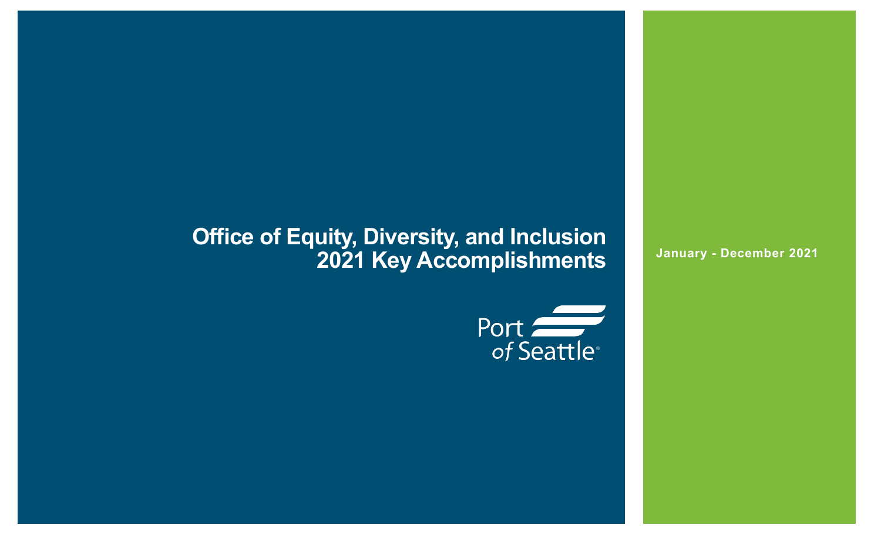# Office of Equity, Diversity, and Inclusion
# 2021 Key Accomplishments

Port of Seattle

January - December 2021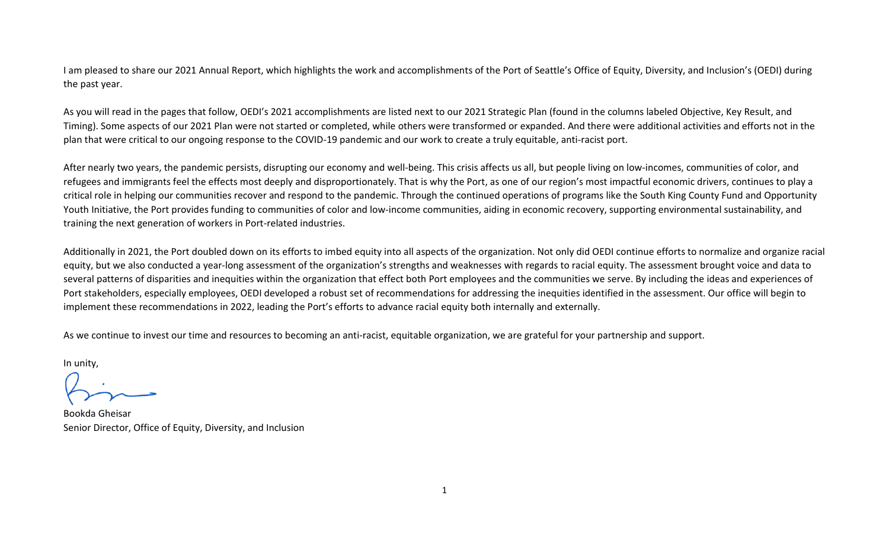I am pleased to share our 2021 Annual Report, which highlights the work and accomplishments of the Port of Seattle's Office of Equity, Diversity, and Inclusion's (OEDI) during the past year.

As you will read in the pages that follow, OEDI's 2021 accomplishments are listed next to our 2021 Strategic Plan (found in the columns labeled Objective, Key Result, and Timing). Some aspects of our 2021 Plan were not started or completed, while others were transformed or expanded. And there were additional activities and efforts not in the plan that were critical to our ongoing response to the COVID-19 pandemic and our work to create a truly equitable, anti-racist port.

After nearly two years, the pandemic persists, disrupting our economy and well-being. This crisis affects us all, but people living on low-incomes, communities of color, and refugees and immigrants feel the effects most deeply and disproportionately. That is why the Port, as one of our region's most impactful economic drivers, continues to play a critical role in helping our communities recover and respond to the pandemic. Through the continued operations of programs like the South King County Fund and Opportunity Youth Initiative, the Port provides funding to communities of color and low-income communities, aiding in economic recovery, supporting environmental sustainability, and training the next generation of workers in Port-related industries.

Additionally in 2021, the Port doubled down on its efforts to imbed equity into all aspects of the organization. Not only did OEDI continue efforts to normalize and organize racial equity, but we also conducted a year-long assessment of the organization's strengths and weaknesses with regards to racial equity. The assessment brought voice and data to several patterns of disparities and inequities within the organization that effect both Port employees and the communities we serve. By including the ideas and experiences of Port stakeholders, especially employees, OEDI developed a robust set of recommendations for addressing the inequities identified in the assessment. Our office will begin to implement these recommendations in 2022, leading the Port's efforts to advance racial equity both internally and externally.

As we continue to invest our time and resources to becoming an anti-racist, equitable organization, we are grateful for your partnership and support.

In unity,

Bookda Gheisar
Senior Director, Office of Equity, Diversity, and Inclusion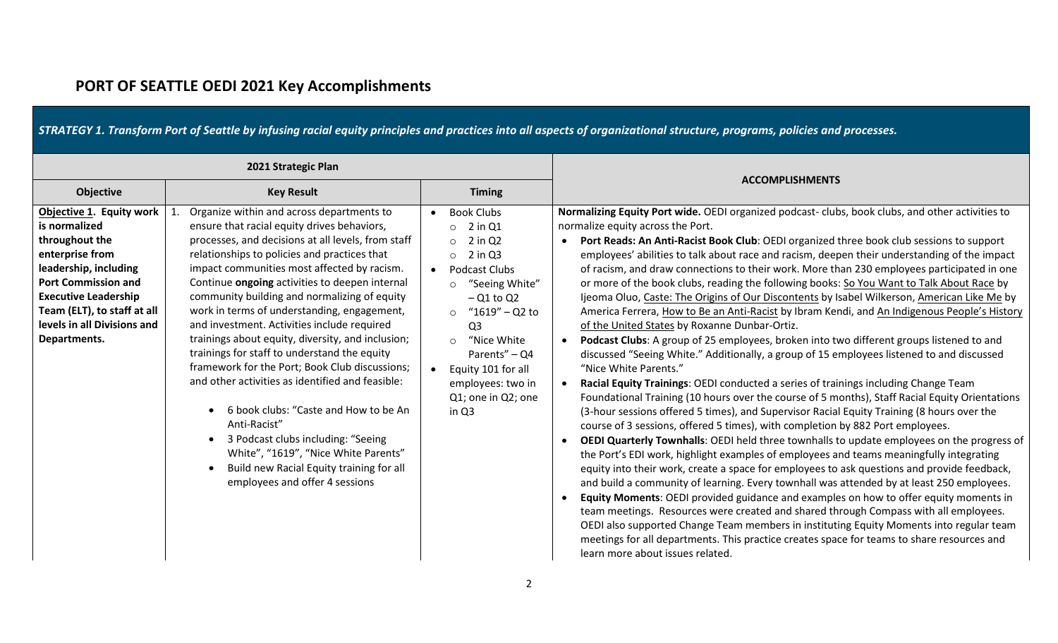# PORT OF SEATTLE OEDI 2021 Key Accomplishments

*STRATEGY 1. Transform Port of Seattle by infusing racial equity principles and practices into all aspects of organizational structure, programs, policies and processes.*

| 2021 Strategic Plan | | | ACCOMPLISHMENTS |
|---|---|---|---|
| **Objective** | **Key Result** | **Timing** | |
| **Objective 1. Equity work is normalized throughout the enterprise from leadership, including Port Commission and Executive Leadership Team (ELT), to staff at all levels in all Divisions and Departments.** | 1. Organize within and across departments to ensure that racial equity drives behaviors, processes, and decisions at all levels, from staff relationships to policies and practices that impact communities most affected by racism. Continue **ongoing** activities to deepen internal community building and normalizing of equity work in terms of understanding, engagement, and investment. Activities include required trainings about equity, diversity, and inclusion; trainings for staff to understand the equity framework for the Port; Book Club discussions; and other activities as identified and feasible: <br>• 6 book clubs: "Caste and How to be An Anti-Racist" <br>• 3 Podcast clubs including: "Seeing White", "1619", "Nice White Parents" <br>• Build new Racial Equity training for all employees and offer 4 sessions | • Book Clubs <br>  ○ 2 in Q1 <br>  ○ 2 in Q2 <br>  ○ 2 in Q3 <br>• Podcast Clubs <br>  ○ "Seeing White" – Q1 to Q2 <br>  ○ "1619" – Q2 to Q3 <br>  ○ "Nice White Parents" – Q4 <br>• Equity 101 for all employees: two in Q1; one in Q2; one in Q3 | **Normalizing Equity Port wide.** OEDI organized podcast- clubs, book clubs, and other activities to normalize equity across the Port. <br>• **Port Reads: An Anti-Racist Book Club**: OEDI organized three book club sessions to support employees' abilities to talk about race and racism, deepen their understanding of the impact of racism, and draw connections to their work. More than 230 employees participated in one or more of the book clubs, reading the following books: So You Want to Talk About Race by Ijeoma Oluo, Caste: The Origins of Our Discontents by Isabel Wilkerson, American Like Me by America Ferrera, How to Be an Anti-Racist by Ibram Kendi, and An Indigenous People's History of the United States by Roxanne Dunbar-Ortiz. <br>• **Podcast Clubs**: A group of 25 employees, broken into two different groups listened to and discussed "Seeing White." Additionally, a group of 15 employees listened to and discussed "Nice White Parents." <br>• **Racial Equity Trainings**: OEDI conducted a series of trainings including Change Team Foundational Training (10 hours over the course of 5 months), Staff Racial Equity Orientations (3-hour sessions offered 5 times), and Supervisor Racial Equity Training (8 hours over the course of 3 sessions, offered 5 times), with completion by 882 Port employees. <br>• **OEDI Quarterly Townhalls**: OEDI held three townhalls to update employees on the progress of the Port's EDI work, highlight examples of employees and teams meaningfully integrating equity into their work, create a space for employees to ask questions and provide feedback, and build a community of learning. Every townhall was attended by at least 250 employees. <br>• **Equity Moments**: OEDI provided guidance and examples on how to offer equity moments in team meetings. Resources were created and shared through Compass with all employees. OEDI also supported Change Team members in instituting Equity Moments into regular team meetings for all departments. This practice creates space for teams to share resources and learn more about issues related. |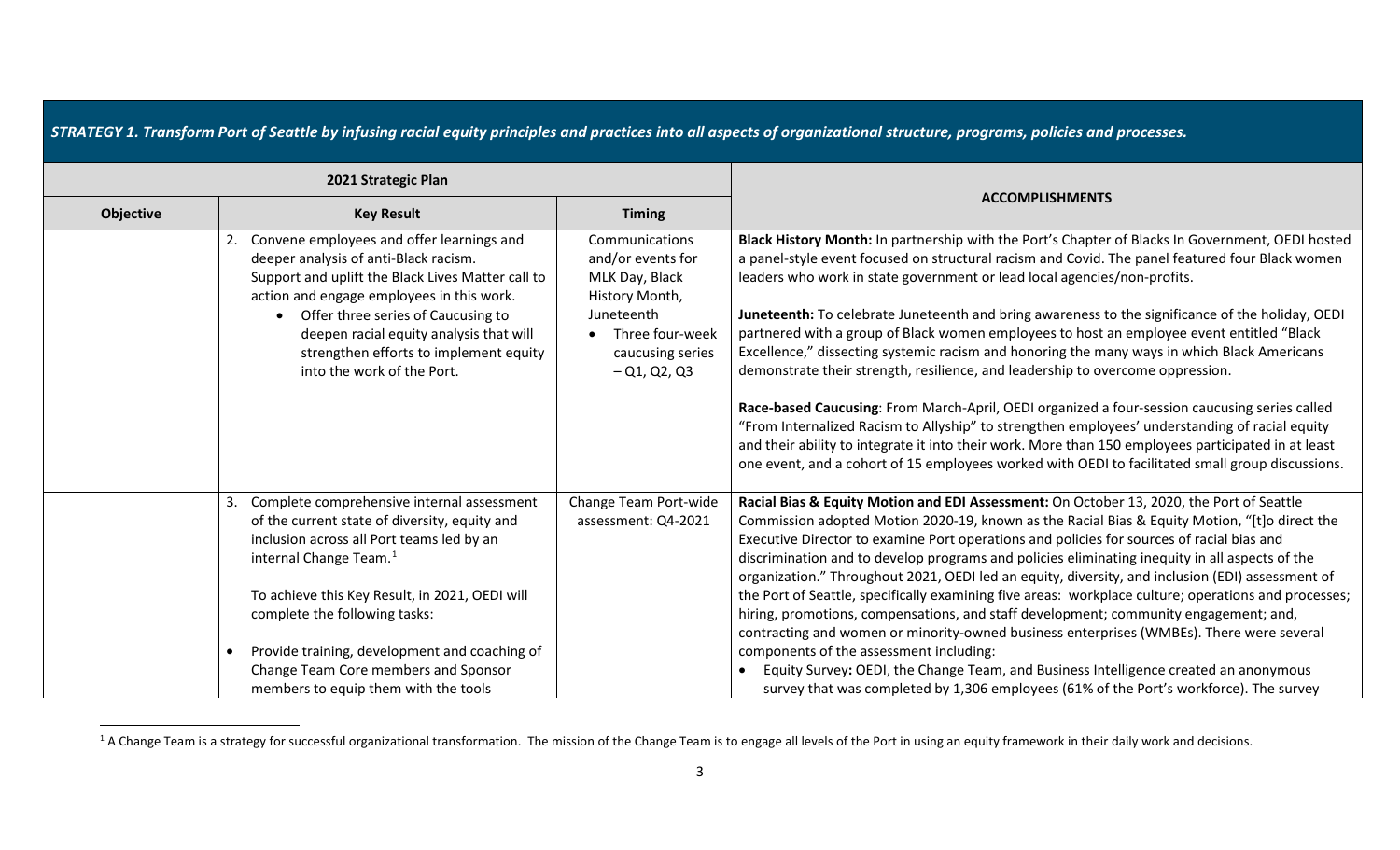**STRATEGY 1. Transform Port of Seattle by infusing racial equity principles and practices into all aspects of organizational structure, programs, policies and processes.**

| 2021 Strategic Plan | | | ACCOMPLISHMENTS |
|---|---|---|---|
| **Objective** | **Key Result** | **Timing** | |
| | 2. Convene employees and offer learnings and deeper analysis of anti-Black racism. Support and uplift the Black Lives Matter call to action and engage employees in this work.<br>• Offer three series of Caucusing to deepen racial equity analysis that will strengthen efforts to implement equity into the work of the Port. | Communications and/or events for MLK Day, Black History Month, Juneteenth<br>• Three four-week caucusing series – Q1, Q2, Q3 | **Black History Month:** In partnership with the Port's Chapter of Blacks In Government, OEDI hosted a panel-style event focused on structural racism and Covid. The panel featured four Black women leaders who work in state government or lead local agencies/non-profits.<br><br>**Juneteenth:** To celebrate Juneteenth and bring awareness to the significance of the holiday, OEDI partnered with a group of Black women employees to host an employee event entitled "Black Excellence," dissecting systemic racism and honoring the many ways in which Black Americans demonstrate their strength, resilience, and leadership to overcome oppression.<br><br>**Race-based Caucusing**: From March-April, OEDI organized a four-session caucusing series called "From Internalized Racism to Allyship" to strengthen employees' understanding of racial equity and their ability to integrate it into their work. More than 150 employees participated in at least one event, and a cohort of 15 employees worked with OEDI to facilitated small group discussions. |
| | 3. Complete comprehensive internal assessment of the current state of diversity, equity and inclusion across all Port teams led by an internal Change Team.[1]<br><br>To achieve this Key Result, in 2021, OEDI will complete the following tasks:<br><br>• Provide training, development and coaching of Change Team Core members and Sponsor members to equip them with the tools | Change Team Port-wide assessment: Q4-2021 | **Racial Bias & Equity Motion and EDI Assessment:** On October 13, 2020, the Port of Seattle Commission adopted Motion 2020-19, known as the Racial Bias & Equity Motion, "[t]o direct the Executive Director to examine Port operations and policies for sources of racial bias and discrimination and to develop programs and policies eliminating inequity in all aspects of the organization." Throughout 2021, OEDI led an equity, diversity, and inclusion (EDI) assessment of the Port of Seattle, specifically examining five areas: workplace culture; operations and processes; hiring, promotions, compensations, and staff development; community engagement; and, contracting and women or minority-owned business enterprises (WMBEs). There were several components of the assessment including:<br>• Equity Survey**:** OEDI, the Change Team, and Business Intelligence created an anonymous survey that was completed by 1,306 employees (61% of the Port's workforce). The survey |

[1] A Change Team is a strategy for successful organizational transformation. The mission of the Change Team is to engage all levels of the Port in using an equity framework in their daily work and decisions.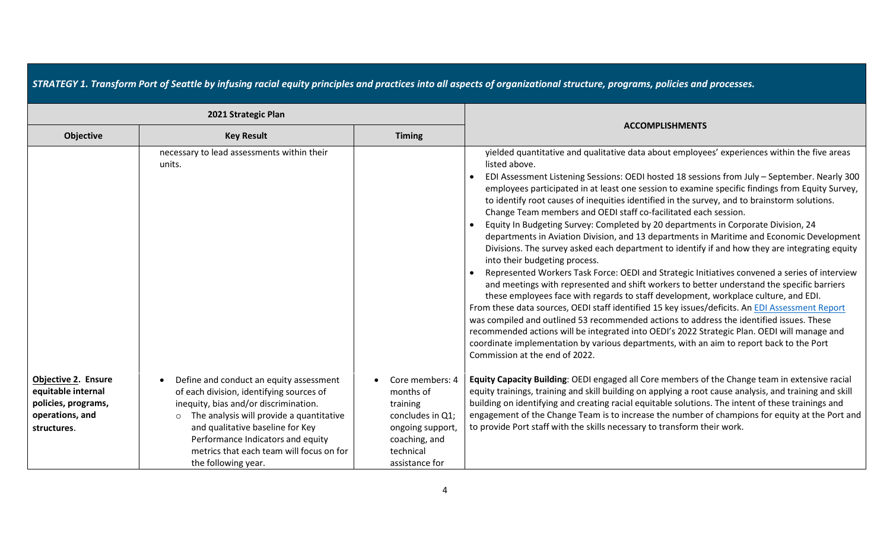### *STRATEGY 1. Transform Port of Seattle by infusing racial equity principles and practices into all aspects of organizational structure, programs, policies and processes.*

| 2021 Strategic Plan | | | ACCOMPLISHMENTS |
|---|---|---|---|
| **Objective** | **Key Result** | **Timing** | |
| | necessary to lead assessments within their units. | | yielded quantitative and qualitative data about employees' experiences within the five areas listed above.<br>• EDI Assessment Listening Sessions: OEDI hosted 18 sessions from July – September. Nearly 300 employees participated in at least one session to examine specific findings from Equity Survey, to identify root causes of inequities identified in the survey, and to brainstorm solutions. Change Team members and OEDI staff co-facilitated each session.<br>• Equity In Budgeting Survey: Completed by 20 departments in Corporate Division, 24 departments in Aviation Division, and 13 departments in Maritime and Economic Development Divisions. The survey asked each department to identify if and how they are integrating equity into their budgeting process.<br>• Represented Workers Task Force: OEDI and Strategic Initiatives convened a series of interview and meetings with represented and shift workers to better understand the specific barriers these employees face with regards to staff development, workplace culture, and EDI.<br>From these data sources, OEDI staff identified 15 key issues/deficits. An EDI Assessment Report was compiled and outlined 53 recommended actions to address the identified issues. These recommended actions will be integrated into OEDI's 2022 Strategic Plan. OEDI will manage and coordinate implementation by various departments, with an aim to report back to the Port Commission at the end of 2022. |
| **Objective 2. Ensure equitable internal policies, programs, operations, and structures.** | • Define and conduct an equity assessment of each division, identifying sources of inequity, bias and/or discrimination.<br>  ○ The analysis will provide a quantitative and qualitative baseline for Key Performance Indicators and equity metrics that each team will focus on for the following year. | • Core members: 4 months of training concludes in Q1; ongoing support, coaching, and technical assistance for | **Equity Capacity Building**: OEDI engaged all Core members of the Change team in extensive racial equity trainings, training and skill building on applying a root cause analysis, and training and skill building on identifying and creating racial equitable solutions. The intent of these trainings and engagement of the Change Team is to increase the number of champions for equity at the Port and to provide Port staff with the skills necessary to transform their work. |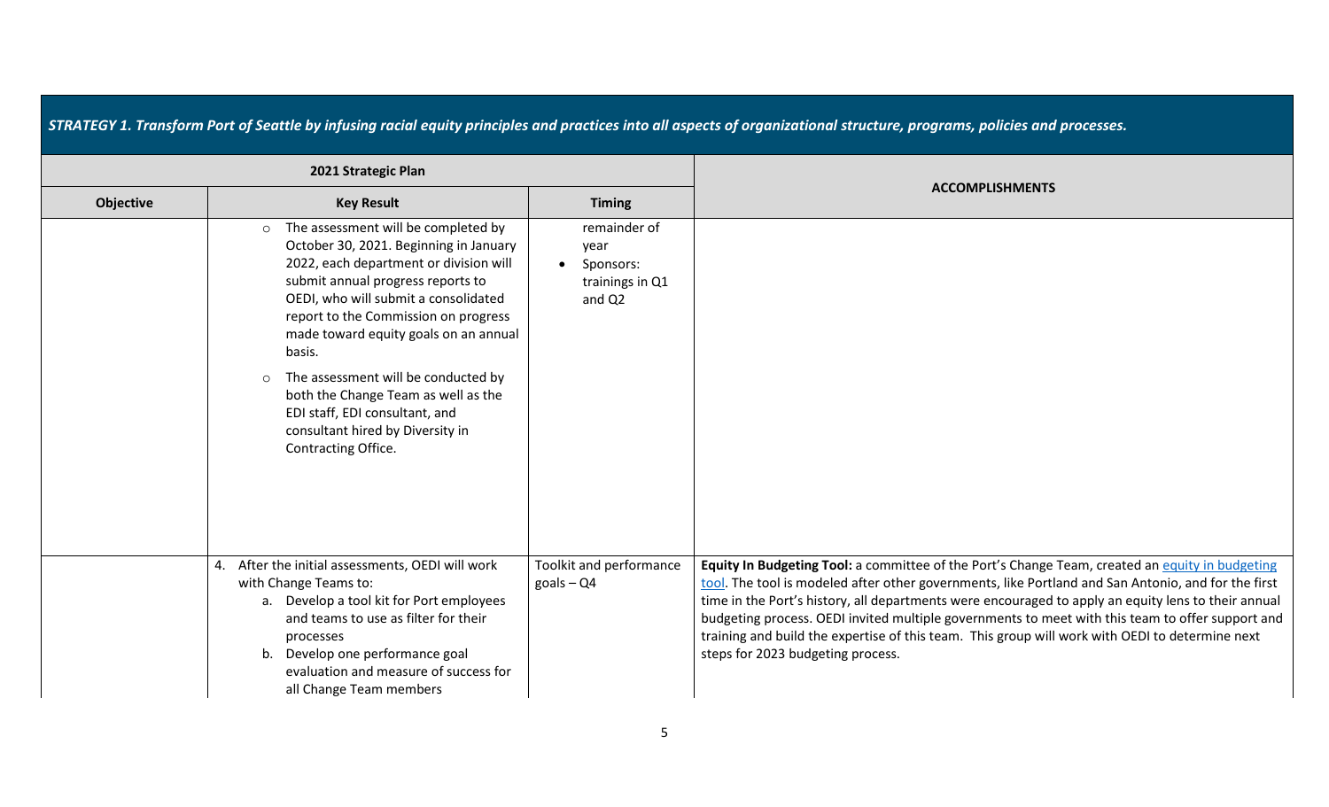**STRATEGY 1. Transform Port of Seattle by infusing racial equity principles and practices into all aspects of organizational structure, programs, policies and processes.**

| 2021 Strategic Plan | | | ACCOMPLISHMENTS |
|---|---|---|---|
| **Objective** | **Key Result** | **Timing** | |
| | ○ The assessment will be completed by October 30, 2021. Beginning in January 2022, each department or division will submit annual progress reports to OEDI, who will submit a consolidated report to the Commission on progress made toward equity goals on an annual basis.<br>○ The assessment will be conducted by both the Change Team as well as the EDI staff, EDI consultant, and consultant hired by Diversity in Contracting Office. | remainder of year<br>• Sponsors: trainings in Q1 and Q2 | |
| | 4. After the initial assessments, OEDI will work with Change Teams to:<br>a. Develop a tool kit for Port employees and teams to use as filter for their processes<br>b. Develop one performance goal evaluation and measure of success for all Change Team members | Toolkit and performance goals – Q4 | **Equity In Budgeting Tool:** a committee of the Port's Change Team, created an equity in budgeting tool. The tool is modeled after other governments, like Portland and San Antonio, and for the first time in the Port's history, all departments were encouraged to apply an equity lens to their annual budgeting process. OEDI invited multiple governments to meet with this team to offer support and training and build the expertise of this team. This group will work with OEDI to determine next steps for 2023 budgeting process. |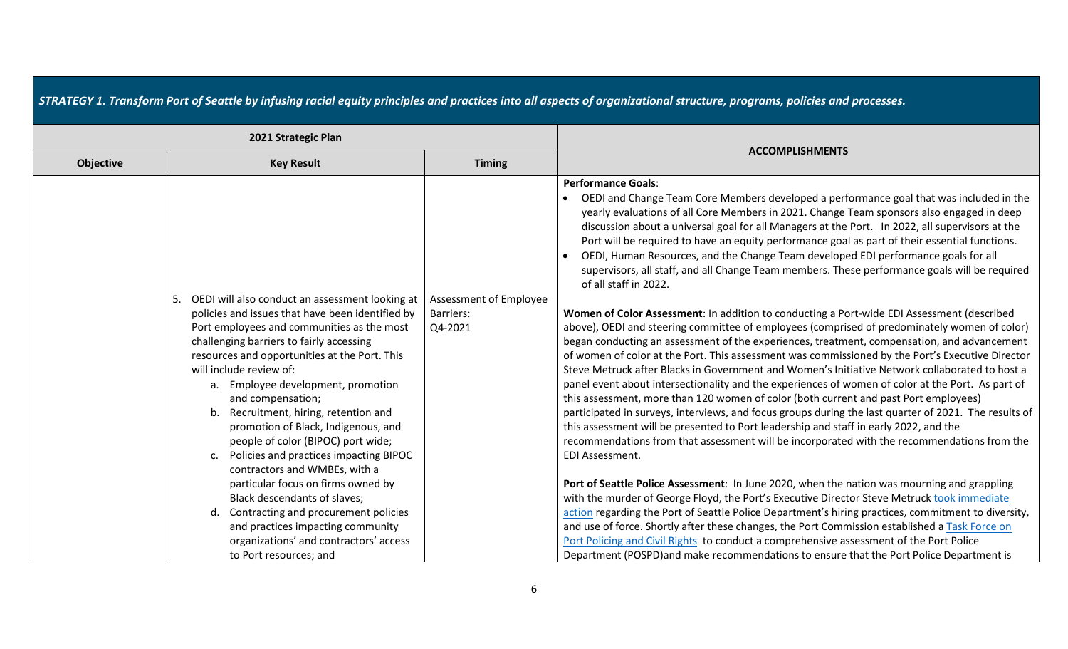***STRATEGY 1. Transform Port of Seattle by infusing racial equity principles and practices into all aspects of organizational structure, programs, policies and processes.***

| 2021 Strategic Plan | | | ACCOMPLISHMENTS |
|---|---|---|---|
| **Objective** | **Key Result** | **Timing** | |
| | 5. OEDI will also conduct an assessment looking at policies and issues that have been identified by Port employees and communities as the most challenging barriers to fairly accessing resources and opportunities at the Port. This will include review of:<br>a. Employee development, promotion and compensation;<br>b. Recruitment, hiring, retention and promotion of Black, Indigenous, and people of color (BIPOC) port wide;<br>c. Policies and practices impacting BIPOC contractors and WMBEs, with a particular focus on firms owned by Black descendants of slaves;<br>d. Contracting and procurement policies and practices impacting community organizations' and contractors' access to Port resources; and | Assessment of Employee Barriers: Q4-2021 | **Performance Goals**:<br>• OEDI and Change Team Core Members developed a performance goal that was included in the yearly evaluations of all Core Members in 2021. Change Team sponsors also engaged in deep discussion about a universal goal for all Managers at the Port. In 2022, all supervisors at the Port will be required to have an equity performance goal as part of their essential functions.<br>• OEDI, Human Resources, and the Change Team developed EDI performance goals for all supervisors, all staff, and all Change Team members. These performance goals will be required of all staff in 2022.<br><br>**Women of Color Assessment**: In addition to conducting a Port-wide EDI Assessment (described above), OEDI and steering committee of employees (comprised of predominately women of color) began conducting an assessment of the experiences, treatment, compensation, and advancement of women of color at the Port. This assessment was commissioned by the Port's Executive Director Steve Metruck after Blacks in Government and Women's Initiative Network collaborated to host a panel event about intersectionality and the experiences of women of color at the Port. As part of this assessment, more than 120 women of color (both current and past Port employees) participated in surveys, interviews, and focus groups during the last quarter of 2021. The results of this assessment will be presented to Port leadership and staff in early 2022, and the recommendations from that assessment will be incorporated with the recommendations from the EDI Assessment.<br><br>**Port of Seattle Police Assessment**: In June 2020, when the nation was mourning and grappling with the murder of George Floyd, the Port's Executive Director Steve Metruck took immediate action regarding the Port of Seattle Police Department's hiring practices, commitment to diversity, and use of force. Shortly after these changes, the Port Commission established a Task Force on Port Policing and Civil Rights to conduct a comprehensive assessment of the Port Police Department (POSPD)and make recommendations to ensure that the Port Police Department is |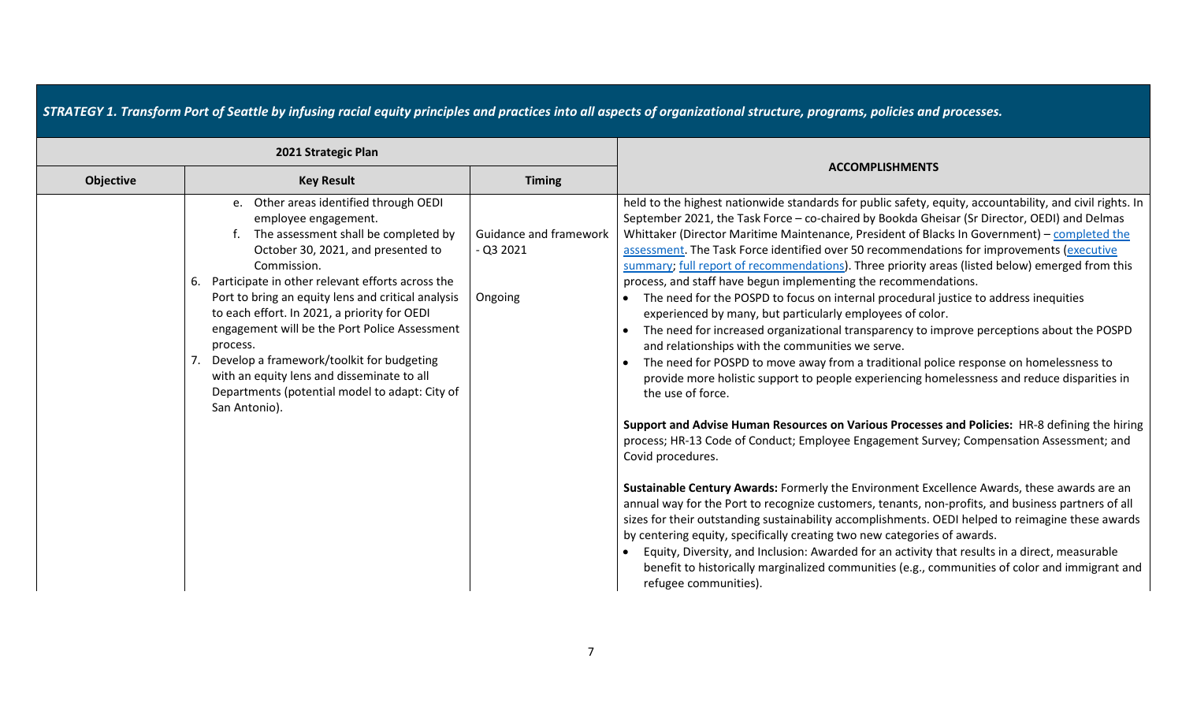| STRATEGY 1. Transform Port of Seattle by infusing racial equity principles and practices into all aspects of organizational structure, programs, policies and processes. | | | |
|---|---|---|---|
| **2021 Strategic Plan** | | | **ACCOMPLISHMENTS** |
| **Objective** | **Key Result** | **Timing** | |
| | e. Other areas identified through OEDI employee engagement.<br>f. The assessment shall be completed by October 30, 2021, and presented to Commission.<br>6. Participate in other relevant efforts across the Port to bring an equity lens and critical analysis to each effort. In 2021, a priority for OEDI engagement will be the Port Police Assessment process.<br>7. Develop a framework/toolkit for budgeting with an equity lens and disseminate to all Departments (potential model to adapt: City of San Antonio). | Guidance and framework - Q3 2021<br><br>Ongoing | held to the highest nationwide standards for public safety, equity, accountability, and civil rights. In September 2021, the Task Force – co-chaired by Bookda Gheisar (Sr Director, OEDI) and Delmas Whittaker (Director Maritime Maintenance, President of Blacks In Government) – completed the assessment. The Task Force identified over 50 recommendations for improvements (executive summary; full report of recommendations). Three priority areas (listed below) emerged from this process, and staff have begun implementing the recommendations.<br>• The need for the POSPD to focus on internal procedural justice to address inequities experienced by many, but particularly employees of color.<br>• The need for increased organizational transparency to improve perceptions about the POSPD and relationships with the communities we serve.<br>• The need for POSPD to move away from a traditional police response on homelessness to provide more holistic support to people experiencing homelessness and reduce disparities in the use of force.<br><br>**Support and Advise Human Resources on Various Processes and Policies:** HR-8 defining the hiring process; HR-13 Code of Conduct; Employee Engagement Survey; Compensation Assessment; and Covid procedures.<br><br>**Sustainable Century Awards:** Formerly the Environment Excellence Awards, these awards are an annual way for the Port to recognize customers, tenants, non-profits, and business partners of all sizes for their outstanding sustainability accomplishments. OEDI helped to reimagine these awards by centering equity, specifically creating two new categories of awards.<br>• Equity, Diversity, and Inclusion: Awarded for an activity that results in a direct, measurable benefit to historically marginalized communities (e.g., communities of color and immigrant and refugee communities). |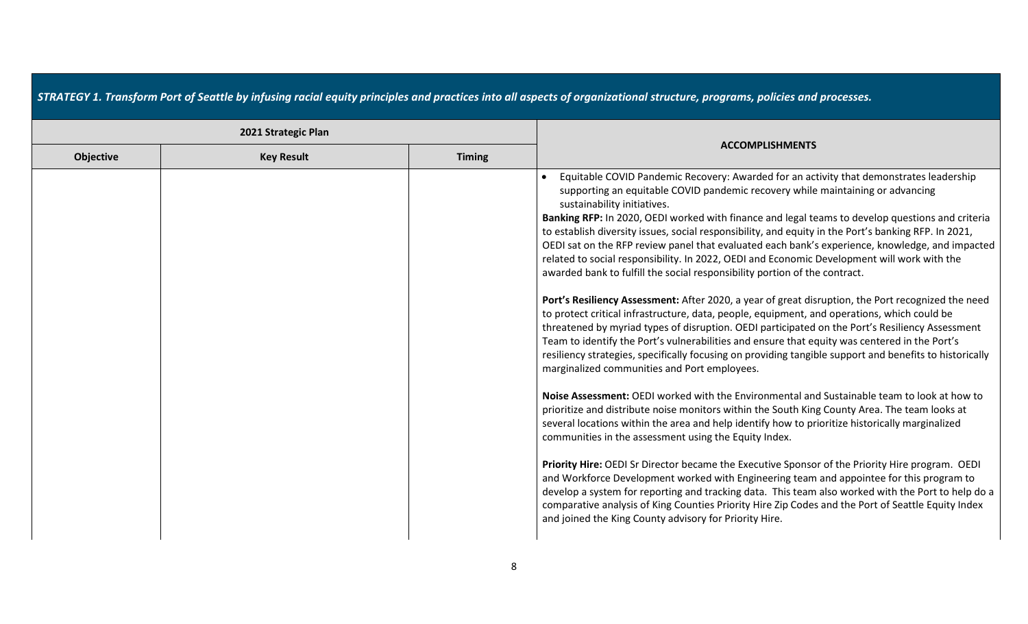| *STRATEGY 1. Transform Port of Seattle by infusing racial equity principles and practices into all aspects of organizational structure, programs, policies and processes.* | | | |
|---|---|---|---|
| **2021 Strategic Plan** | | | **ACCOMPLISHMENTS** |
| **Objective** | **Key Result** | **Timing** | |
| | | | • Equitable COVID Pandemic Recovery: Awarded for an activity that demonstrates leadership supporting an equitable COVID pandemic recovery while maintaining or advancing sustainability initiatives.<br>**Banking RFP:** In 2020, OEDI worked with finance and legal teams to develop questions and criteria to establish diversity issues, social responsibility, and equity in the Port's banking RFP. In 2021, OEDI sat on the RFP review panel that evaluated each bank's experience, knowledge, and impacted related to social responsibility. In 2022, OEDI and Economic Development will work with the awarded bank to fulfill the social responsibility portion of the contract.<br><br>**Port's Resiliency Assessment:** After 2020, a year of great disruption, the Port recognized the need to protect critical infrastructure, data, people, equipment, and operations, which could be threatened by myriad types of disruption. OEDI participated on the Port's Resiliency Assessment Team to identify the Port's vulnerabilities and ensure that equity was centered in the Port's resiliency strategies, specifically focusing on providing tangible support and benefits to historically marginalized communities and Port employees.<br><br>**Noise Assessment:** OEDI worked with the Environmental and Sustainable team to look at how to prioritize and distribute noise monitors within the South King County Area. The team looks at several locations within the area and help identify how to prioritize historically marginalized communities in the assessment using the Equity Index.<br><br>**Priority Hire:** OEDI Sr Director became the Executive Sponsor of the Priority Hire program. OEDI and Workforce Development worked with Engineering team and appointee for this program to develop a system for reporting and tracking data. This team also worked with the Port to help do a comparative analysis of King Counties Priority Hire Zip Codes and the Port of Seattle Equity Index and joined the King County advisory for Priority Hire. |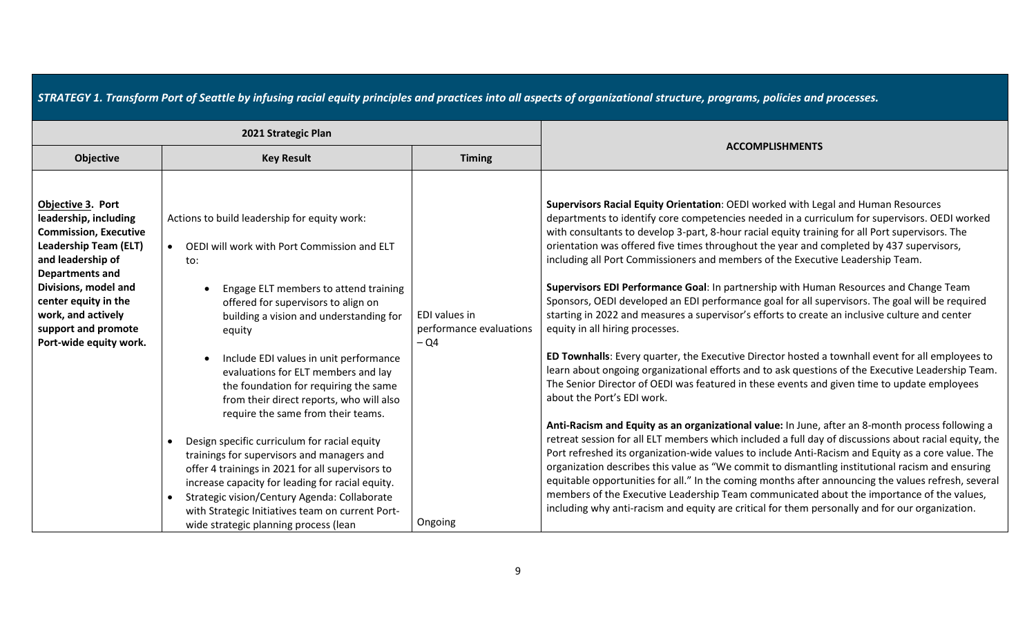***STRATEGY 1. Transform Port of Seattle by infusing racial equity principles and practices into all aspects of organizational structure, programs, policies and processes.***

| 2021 Strategic Plan | | | ACCOMPLISHMENTS |
|---|---|---|---|
| **Objective** | **Key Result** | **Timing** | |
| **Objective 3. Port leadership, including Commission, Executive Leadership Team (ELT) and leadership of Departments and Divisions, model and center equity in the work, and actively support and promote Port-wide equity work.** | Actions to build leadership for equity work:<br>• OEDI will work with Port Commission and ELT to:<br>  • Engage ELT members to attend training offered for supervisors to align on building a vision and understanding for equity<br>  • Include EDI values in unit performance evaluations for ELT members and lay the foundation for requiring the same from their direct reports, who will also require the same from their teams.<br>• Design specific curriculum for racial equity trainings for supervisors and managers and offer 4 trainings in 2021 for all supervisors to increase capacity for leading for racial equity.<br>• Strategic vision/Century Agenda: Collaborate with Strategic Initiatives team on current Port-wide strategic planning process (lean | EDI values in performance evaluations – Q4<br><br>Ongoing | **Supervisors Racial Equity Orientation**: OEDI worked with Legal and Human Resources departments to identify core competencies needed in a curriculum for supervisors. OEDI worked with consultants to develop 3-part, 8-hour racial equity training for all Port supervisors. The orientation was offered five times throughout the year and completed by 437 supervisors, including all Port Commissioners and members of the Executive Leadership Team.<br><br>**Supervisors EDI Performance Goal**: In partnership with Human Resources and Change Team Sponsors, OEDI developed an EDI performance goal for all supervisors. The goal will be required starting in 2022 and measures a supervisor's efforts to create an inclusive culture and center equity in all hiring processes.<br><br>**ED Townhalls**: Every quarter, the Executive Director hosted a townhall event for all employees to learn about ongoing organizational efforts and to ask questions of the Executive Leadership Team. The Senior Director of OEDI was featured in these events and given time to update employees about the Port's EDI work.<br><br>**Anti-Racism and Equity as an organizational value:** In June, after an 8-month process following a retreat session for all ELT members which included a full day of discussions about racial equity, the Port refreshed its organization-wide values to include Anti-Racism and Equity as a core value. The organization describes this value as "We commit to dismantling institutional racism and ensuring equitable opportunities for all." In the coming months after announcing the values refresh, several members of the Executive Leadership Team communicated about the importance of the values, including why anti-racism and equity are critical for them personally and for our organization. |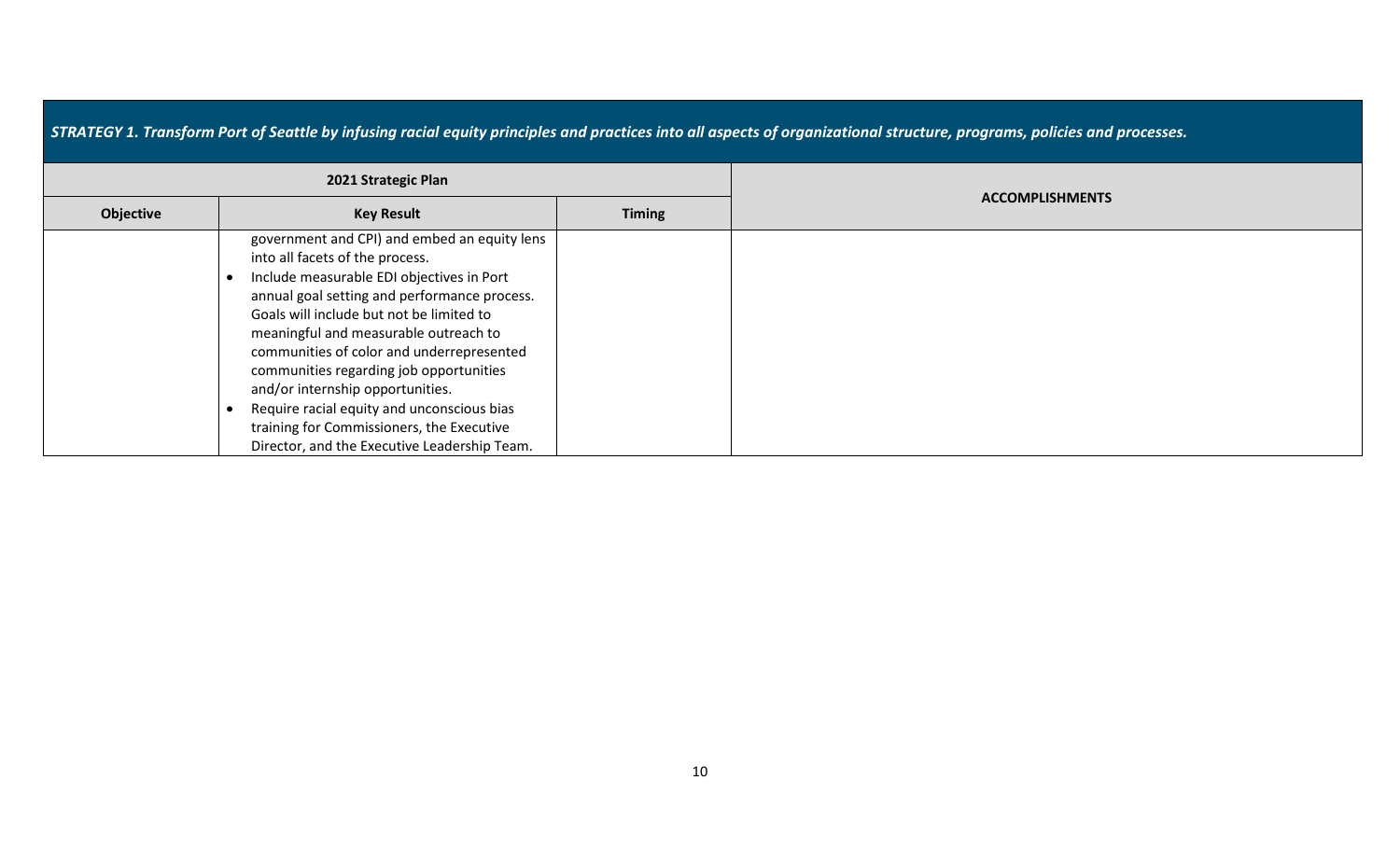*STRATEGY 1. Transform Port of Seattle by infusing racial equity principles and practices into all aspects of organizational structure, programs, policies and processes.*

| 2021 Strategic Plan | | | ACCOMPLISHMENTS |
|---|---|---|---|
| **Objective** | **Key Result** | **Timing** | |
| | government and CPI) and embed an equity lens into all facets of the process.<br>• Include measurable EDI objectives in Port annual goal setting and performance process. Goals will include but not be limited to meaningful and measurable outreach to communities of color and underrepresented communities regarding job opportunities and/or internship opportunities.<br>• Require racial equity and unconscious bias training for Commissioners, the Executive Director, and the Executive Leadership Team. | | |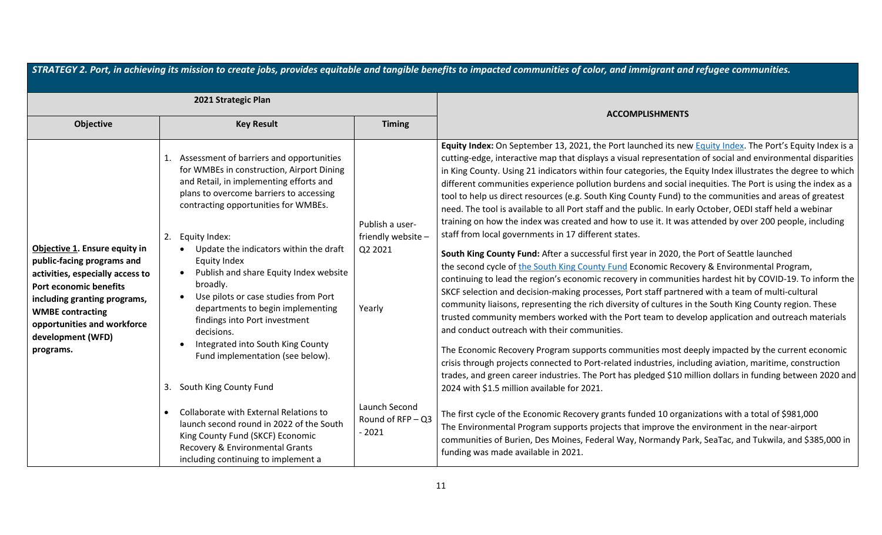***STRATEGY 2. Port, in achieving its mission to create jobs, provides equitable and tangible benefits to impacted communities of color, and immigrant and refugee communities.***

| 2021 Strategic Plan | | | ACCOMPLISHMENTS |
|---|---|---|---|
| **Objective** | **Key Result** | **Timing** | |
| **Objective 1. Ensure equity in public-facing programs and activities, especially access to Port economic benefits including granting programs, WMBE contracting opportunities and workforce development (WFD) programs.** | 1. Assessment of barriers and opportunities for WMBEs in construction, Airport Dining and Retail, in implementing efforts and plans to overcome barriers to accessing contracting opportunities for WMBEs.<br><br>2. Equity Index:<br>• Update the indicators within the draft Equity Index<br>• Publish and share Equity Index website broadly.<br>• Use pilots or case studies from Port departments to begin implementing findings into Port investment decisions.<br>• Integrated into South King County Fund implementation (see below).<br><br>3. South King County Fund<br><br>• Collaborate with External Relations to launch second round in 2022 of the South King County Fund (SKCF) Economic Recovery & Environmental Grants including continuing to implement a | Publish a user-friendly website – Q2 2021<br><br>Yearly<br><br>Launch Second Round of RFP – Q3 - 2021 | **Equity Index:** On September 13, 2021, the Port launched its new Equity Index. The Port's Equity Index is a cutting-edge, interactive map that displays a visual representation of social and environmental disparities in King County. Using 21 indicators within four categories, the Equity Index illustrates the degree to which different communities experience pollution burdens and social inequities. The Port is using the index as a tool to help us direct resources (e.g. South King County Fund) to the communities and areas of greatest need. The tool is available to all Port staff and the public. In early October, OEDI staff held a webinar training on how the index was created and how to use it. It was attended by over 200 people, including staff from local governments in 17 different states.<br><br>**South King County Fund:** After a successful first year in 2020, the Port of Seattle launched the second cycle of the South King County Fund Economic Recovery & Environmental Program, continuing to lead the region's economic recovery in communities hardest hit by COVID-19. To inform the SKCF selection and decision-making processes, Port staff partnered with a team of multi-cultural community liaisons, representing the rich diversity of cultures in the South King County region. These trusted community members worked with the Port team to develop application and outreach materials and conduct outreach with their communities.<br><br>The Economic Recovery Program supports communities most deeply impacted by the current economic crisis through projects connected to Port-related industries, including aviation, maritime, construction trades, and green career industries. The Port has pledged $10 million dollars in funding between 2020 and 2024 with $1.5 million available for 2021.<br><br>The first cycle of the Economic Recovery grants funded 10 organizations with a total of $981,000<br>The Environmental Program supports projects that improve the environment in the near-airport communities of Burien, Des Moines, Federal Way, Normandy Park, SeaTac, and Tukwila, and $385,000 in funding was made available in 2021. |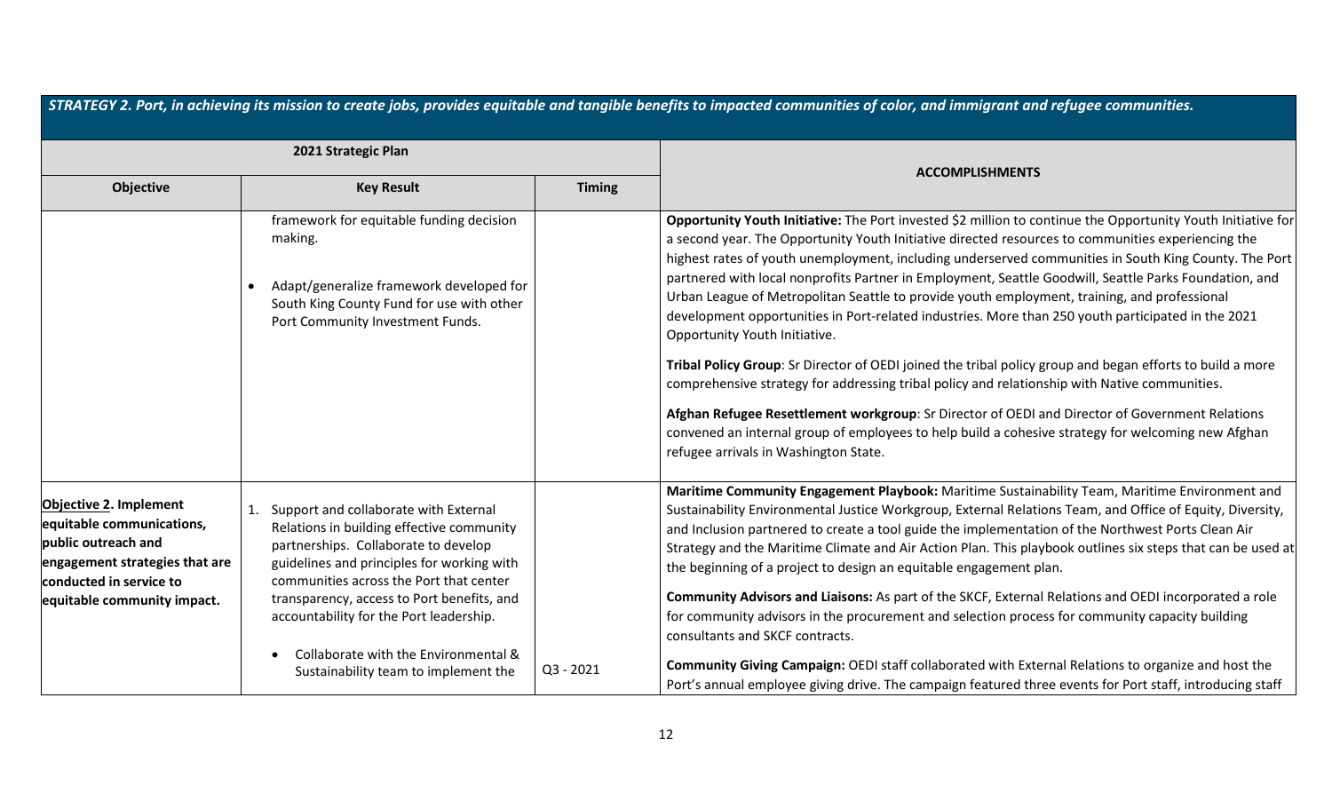**STRATEGY 2. Port, in achieving its mission to create jobs, provides equitable and tangible benefits to impacted communities of color, and immigrant and refugee communities.**

| 2021 Strategic Plan | | | ACCOMPLISHMENTS |
|---|---|---|---|
| **Objective** | **Key Result** | **Timing** | |
| | framework for equitable funding decision making.<br><br>• Adapt/generalize framework developed for South King County Fund for use with other Port Community Investment Funds. | | **Opportunity Youth Initiative:** The Port invested $2 million to continue the Opportunity Youth Initiative for a second year. The Opportunity Youth Initiative directed resources to communities experiencing the highest rates of youth unemployment, including underserved communities in South King County. The Port partnered with local nonprofits Partner in Employment, Seattle Goodwill, Seattle Parks Foundation, and Urban League of Metropolitan Seattle to provide youth employment, training, and professional development opportunities in Port-related industries. More than 250 youth participated in the 2021 Opportunity Youth Initiative.<br><br>**Tribal Policy Group**: Sr Director of OEDI joined the tribal policy group and began efforts to build a more comprehensive strategy for addressing tribal policy and relationship with Native communities.<br><br>**Afghan Refugee Resettlement workgroup**: Sr Director of OEDI and Director of Government Relations convened an internal group of employees to help build a cohesive strategy for welcoming new Afghan refugee arrivals in Washington State. |
| **Objective 2. Implement equitable communications, public outreach and engagement strategies that are conducted in service to equitable community impact.** | 1. Support and collaborate with External Relations in building effective community partnerships. Collaborate to develop guidelines and principles for working with communities across the Port that center transparency, access to Port benefits, and accountability for the Port leadership.<br><br>• Collaborate with the Environmental & Sustainability team to implement the | Q3 - 2021 | **Maritime Community Engagement Playbook:** Maritime Sustainability Team, Maritime Environment and Sustainability Environmental Justice Workgroup, External Relations Team, and Office of Equity, Diversity, and Inclusion partnered to create a tool guide the implementation of the Northwest Ports Clean Air Strategy and the Maritime Climate and Air Action Plan. This playbook outlines six steps that can be used at the beginning of a project to design an equitable engagement plan.<br><br>**Community Advisors and Liaisons:** As part of the SKCF, External Relations and OEDI incorporated a role for community advisors in the procurement and selection process for community capacity building consultants and SKCF contracts.<br><br>**Community Giving Campaign:** OEDI staff collaborated with External Relations to organize and host the Port's annual employee giving drive. The campaign featured three events for Port staff, introducing staff |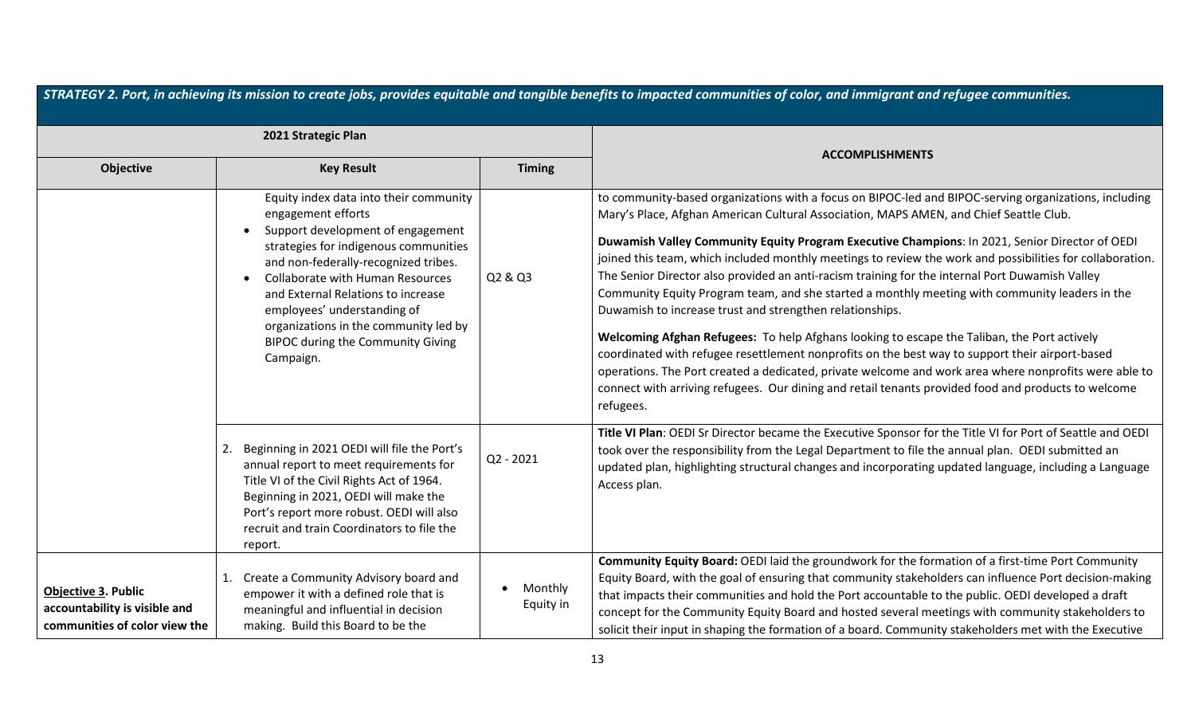**STRATEGY 2. Port, in achieving its mission to create jobs, provides equitable and tangible benefits to impacted communities of color, and immigrant and refugee communities.**

| 2021 Strategic Plan | | | ACCOMPLISHMENTS |
|---|---|---|---|
| **Objective** | **Key Result** | **Timing** | |
| | Equity index data into their community engagement efforts<br>• Support development of engagement strategies for indigenous communities and non-federally-recognized tribes.<br>• Collaborate with Human Resources and External Relations to increase employees' understanding of organizations in the community led by BIPOC during the Community Giving Campaign. | Q2 & Q3 | to community-based organizations with a focus on BIPOC-led and BIPOC-serving organizations, including Mary's Place, Afghan American Cultural Association, MAPS AMEN, and Chief Seattle Club.<br><br>**Duwamish Valley Community Equity Program Executive Champions**: In 2021, Senior Director of OEDI joined this team, which included monthly meetings to review the work and possibilities for collaboration. The Senior Director also provided an anti-racism training for the internal Port Duwamish Valley Community Equity Program team, and she started a monthly meeting with community leaders in the Duwamish to increase trust and strengthen relationships.<br><br>**Welcoming Afghan Refugees:** To help Afghans looking to escape the Taliban, the Port actively coordinated with refugee resettlement nonprofits on the best way to support their airport-based operations. The Port created a dedicated, private welcome and work area where nonprofits were able to connect with arriving refugees. Our dining and retail tenants provided food and products to welcome refugees. |
| | 2. Beginning in 2021 OEDI will file the Port's annual report to meet requirements for Title VI of the Civil Rights Act of 1964. Beginning in 2021, OEDI will make the Port's report more robust. OEDI will also recruit and train Coordinators to file the report. | Q2 - 2021 | **Title VI Plan**: OEDI Sr Director became the Executive Sponsor for the Title VI for Port of Seattle and OEDI took over the responsibility from the Legal Department to file the annual plan. OEDI submitted an updated plan, highlighting structural changes and incorporating updated language, including a Language Access plan. |
| **Objective 3. Public accountability is visible and communities of color view the** | 1. Create a Community Advisory board and empower it with a defined role that is meaningful and influential in decision making. Build this Board to be the | • Monthly Equity in | **Community Equity Board:** OEDI laid the groundwork for the formation of a first-time Port Community Equity Board, with the goal of ensuring that community stakeholders can influence Port decision-making that impacts their communities and hold the Port accountable to the public. OEDI developed a draft concept for the Community Equity Board and hosted several meetings with community stakeholders to solicit their input in shaping the formation of a board. Community stakeholders met with the Executive |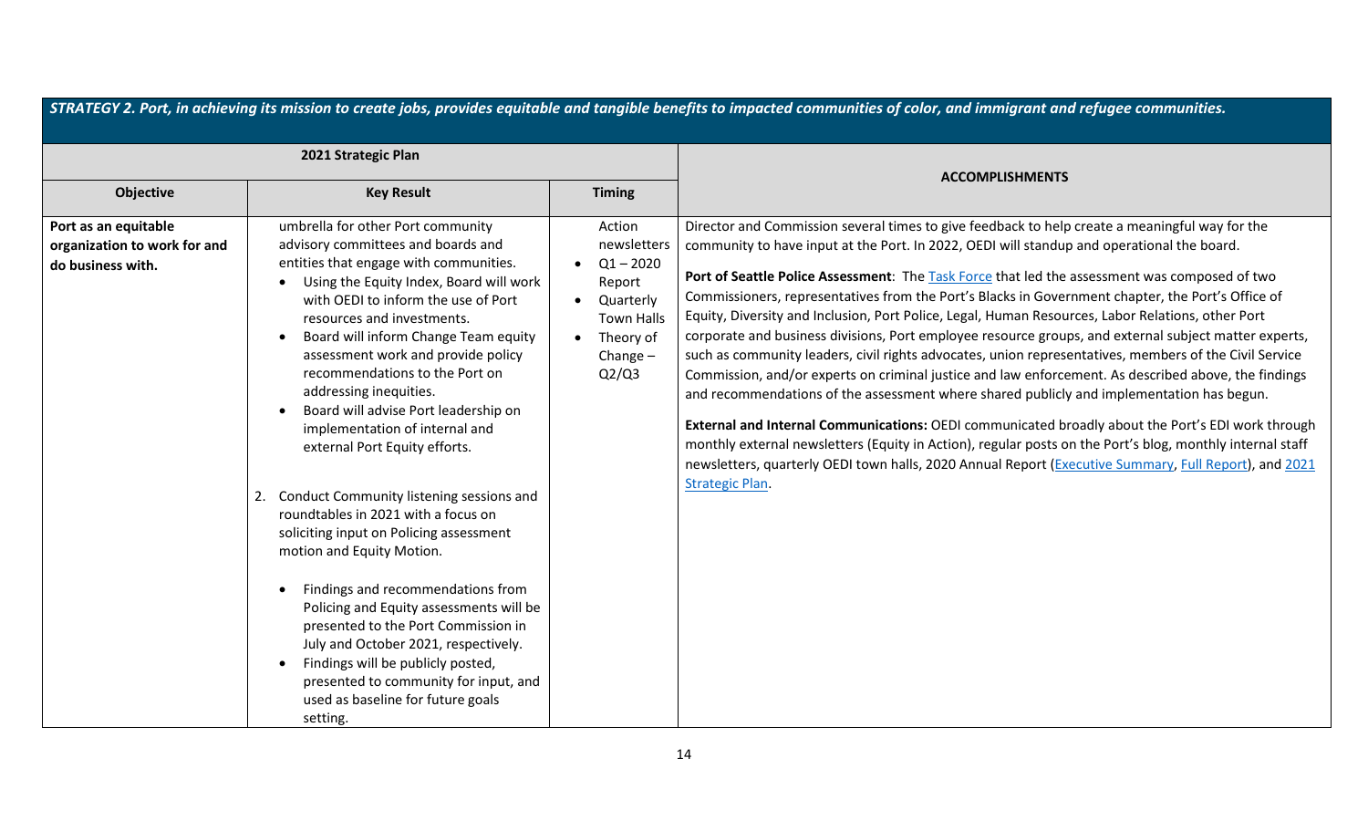| ***STRATEGY 2. Port, in achieving its mission to create jobs, provides equitable and tangible benefits to impacted communities of color, and immigrant and refugee communities.*** | | | |
|---|---|---|---|
| **2021 Strategic Plan** | | | **ACCOMPLISHMENTS** |
| **Objective** | **Key Result** | **Timing** | |
| **Port as an equitable organization to work for and do business with.** | umbrella for other Port community advisory committees and boards and entities that engage with communities.<br>• Using the Equity Index, Board will work with OEDI to inform the use of Port resources and investments.<br>• Board will inform Change Team equity assessment work and provide policy recommendations to the Port on addressing inequities.<br>• Board will advise Port leadership on implementation of internal and external Port Equity efforts.<br><br>2. Conduct Community listening sessions and roundtables in 2021 with a focus on soliciting input on Policing assessment motion and Equity Motion.<br><br>• Findings and recommendations from Policing and Equity assessments will be presented to the Port Commission in July and October 2021, respectively.<br>• Findings will be publicly posted, presented to community for input, and used as baseline for future goals setting. | Action newsletters<br>• Q1 – 2020 Report<br>• Quarterly Town Halls<br>• Theory of Change – Q2/Q3 | Director and Commission several times to give feedback to help create a meaningful way for the community to have input at the Port. In 2022, OEDI will standup and operational the board.<br><br>**Port of Seattle Police Assessment**: The Task Force that led the assessment was composed of two Commissioners, representatives from the Port's Blacks in Government chapter, the Port's Office of Equity, Diversity and Inclusion, Port Police, Legal, Human Resources, Labor Relations, other Port corporate and business divisions, Port employee resource groups, and external subject matter experts, such as community leaders, civil rights advocates, union representatives, members of the Civil Service Commission, and/or experts on criminal justice and law enforcement. As described above, the findings and recommendations of the assessment where shared publicly and implementation has begun.<br><br>**External and Internal Communications:** OEDI communicated broadly about the Port's EDI work through monthly external newsletters (Equity in Action), regular posts on the Port's blog, monthly internal staff newsletters, quarterly OEDI town halls, 2020 Annual Report (Executive Summary, Full Report), and 2021 Strategic Plan. |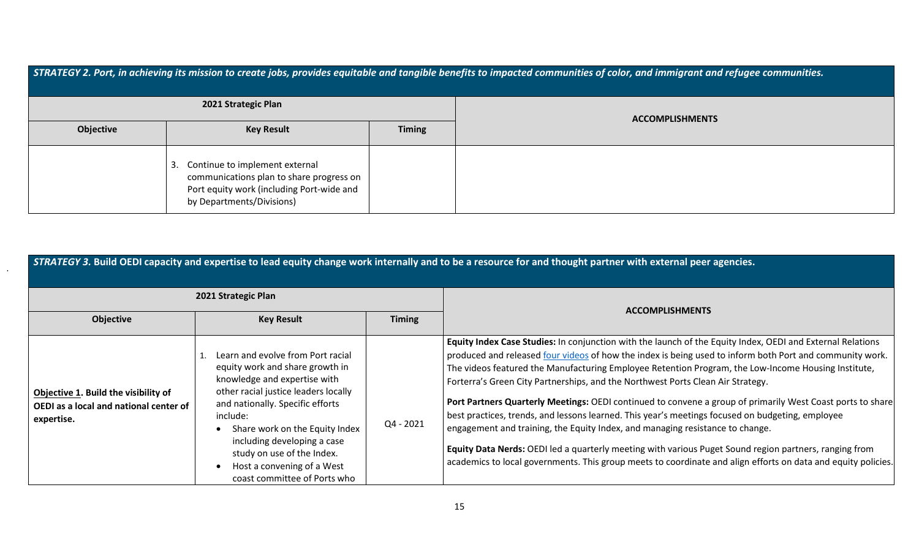| ***STRATEGY 2. Port, in achieving its mission to create jobs, provides equitable and tangible benefits to impacted communities of color, and immigrant and refugee communities.*** | | | |
|---|---|---|---|
| **2021 Strategic Plan** | | | **ACCOMPLISHMENTS** |
| **Objective** | **Key Result** | **Timing** | |
| | 3. Continue to implement external communications plan to share progress on Port equity work (including Port-wide and by Departments/Divisions) | | |

| ***STRATEGY 3.* Build OEDI capacity and expertise to lead equity change work internally and to be a resource for and thought partner with external peer agencies.** | | | |
|---|---|---|---|
| **2021 Strategic Plan** | | | **ACCOMPLISHMENTS** |
| **Objective** | **Key Result** | **Timing** | |
| **Objective 1. Build the visibility of OEDI as a local and national center of expertise.** | 1. Learn and evolve from Port racial equity work and share growth in knowledge and expertise with other racial justice leaders locally and nationally. Specific efforts include: <br>• Share work on the Equity Index including developing a case study on use of the Index. <br>• Host a convening of a West coast committee of Ports who | Q4 - 2021 | **Equity Index Case Studies:** In conjunction with the launch of the Equity Index, OEDI and External Relations produced and released [four videos] of how the index is being used to inform both Port and community work. The videos featured the Manufacturing Employee Retention Program, the Low-Income Housing Institute, Forterra's Green City Partnerships, and the Northwest Ports Clean Air Strategy. <br><br>**Port Partners Quarterly Meetings:** OEDI continued to convene a group of primarily West Coast ports to share best practices, trends, and lessons learned. This year's meetings focused on budgeting, employee engagement and training, the Equity Index, and managing resistance to change. <br><br>**Equity Data Nerds:** OEDI led a quarterly meeting with various Puget Sound region partners, ranging from academics to local governments. This group meets to coordinate and align efforts on data and equity policies. |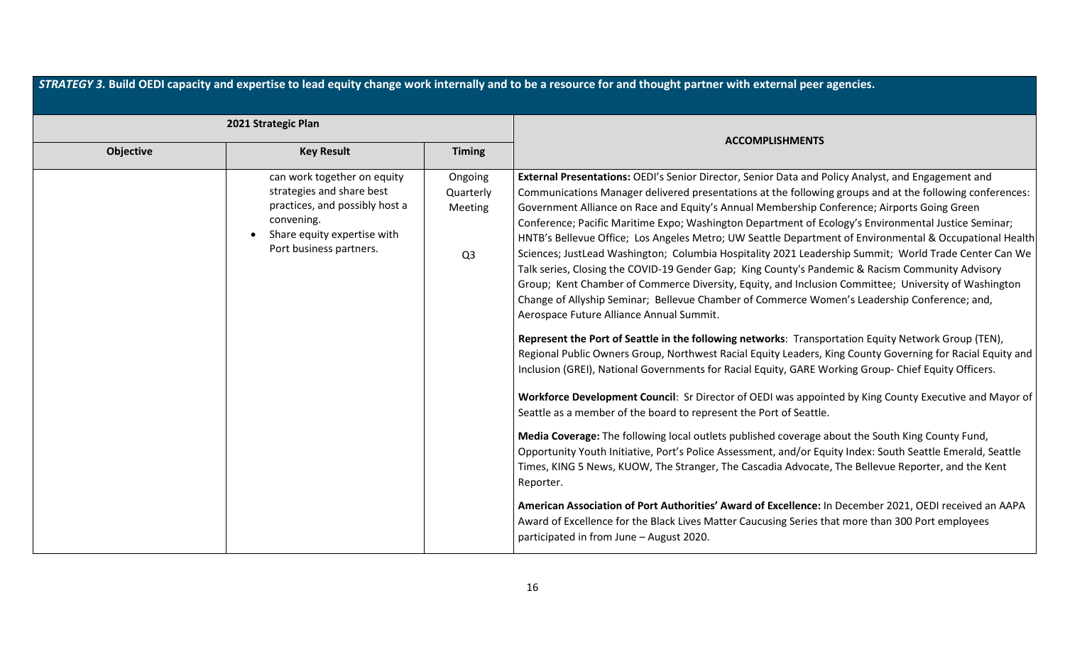| *STRATEGY 3.* **Build OEDI capacity and expertise to lead equity change work internally and to be a resource for and thought partner with external peer agencies.** | | | |
|---|---|---|---|
| **2021 Strategic Plan** | | | **ACCOMPLISHMENTS** |
| **Objective** | **Key Result** | **Timing** | |
| | can work together on equity strategies and share best practices, and possibly host a convening.<br>• Share equity expertise with Port business partners. | Ongoing Quarterly Meeting<br><br>Q3 | **External Presentations:** OEDI's Senior Director, Senior Data and Policy Analyst, and Engagement and Communications Manager delivered presentations at the following groups and at the following conferences: Government Alliance on Race and Equity's Annual Membership Conference; Airports Going Green Conference; Pacific Maritime Expo; Washington Department of Ecology's Environmental Justice Seminar; HNTB's Bellevue Office; Los Angeles Metro; UW Seattle Department of Environmental & Occupational Health Sciences; JustLead Washington; Columbia Hospitality 2021 Leadership Summit; World Trade Center Can We Talk series, Closing the COVID-19 Gender Gap; King County's Pandemic & Racism Community Advisory Group; Kent Chamber of Commerce Diversity, Equity, and Inclusion Committee; University of Washington Change of Allyship Seminar; Bellevue Chamber of Commerce Women's Leadership Conference; and, Aerospace Future Alliance Annual Summit.<br><br>**Represent the Port of Seattle in the following networks**: Transportation Equity Network Group (TEN), Regional Public Owners Group, Northwest Racial Equity Leaders, King County Governing for Racial Equity and Inclusion (GREI), National Governments for Racial Equity, GARE Working Group- Chief Equity Officers.<br><br>**Workforce Development Council**: Sr Director of OEDI was appointed by King County Executive and Mayor of Seattle as a member of the board to represent the Port of Seattle.<br><br>**Media Coverage:** The following local outlets published coverage about the South King County Fund, Opportunity Youth Initiative, Port's Police Assessment, and/or Equity Index: South Seattle Emerald, Seattle Times, KING 5 News, KUOW, The Stranger, The Cascadia Advocate, The Bellevue Reporter, and the Kent Reporter.<br><br>**American Association of Port Authorities' Award of Excellence:** In December 2021, OEDI received an AAPA Award of Excellence for the Black Lives Matter Caucusing Series that more than 300 Port employees participated in from June – August 2020. |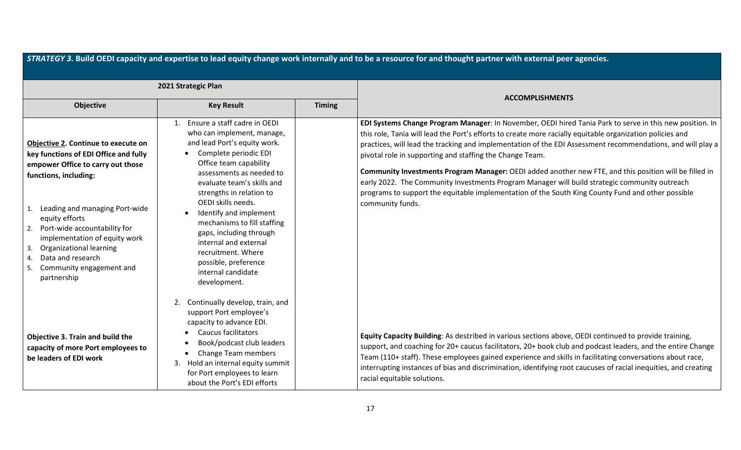| ***STRATEGY 3.* Build OEDI capacity and expertise to lead equity change work internally and to be a resource for and thought partner with external peer agencies.** | | | |
|---|---|---|---|
| **2021 Strategic Plan** | | | **ACCOMPLISHMENTS** |
| **Objective** | **Key Result** | **Timing** | |
| **Objective 2. Continue to execute on key functions of EDI Office and fully empower Office to carry out those functions, including:**<br><br>1. Leading and managing Port-wide equity efforts<br>2. Port-wide accountability for implementation of equity work<br>3. Organizational learning<br>4. Data and research<br>5. Community engagement and partnership | 1. Ensure a staff cadre in OEDI who can implement, manage, and lead Port's equity work.<br>• Complete periodic EDI Office team capability assessments as needed to evaluate team's skills and strengths in relation to OEDI skills needs.<br>• Identify and implement mechanisms to fill staffing gaps, including through internal and external recruitment. Where possible, preference internal candidate development. | | **EDI Systems Change Program Manager**: In November, OEDI hired Tania Park to serve in this new position. In this role, Tania will lead the Port's efforts to create more racially equitable organization policies and practices, will lead the tracking and implementation of the EDI Assessment recommendations, and will play a pivotal role in supporting and staffing the Change Team.<br><br>**Community Investments Program Manager:** OEDI added another new FTE, and this position will be filled in early 2022. The Community Investments Program Manager will build strategic community outreach programs to support the equitable implementation of the South King County Fund and other possible community funds. |
| **Objective 3. Train and build the capacity of more Port employees to be leaders of EDI work** | 2. Continually develop, train, and support Port employee's capacity to advance EDI.<br>• Caucus facilitators<br>• Book/podcast club leaders<br>• Change Team members<br>3. Hold an internal equity summit for Port employees to learn about the Port's EDI efforts | | **Equity Capacity Building**: As described in various sections above, OEDI continued to provide training, support, and coaching for 20+ caucus facilitators, 20+ book club and podcast leaders, and the entire Change Team (110+ staff). These employees gained experience and skills in facilitating conversations about race, interrupting instances of bias and discrimination, identifying root caucuses of racial inequities, and creating racial equitable solutions. |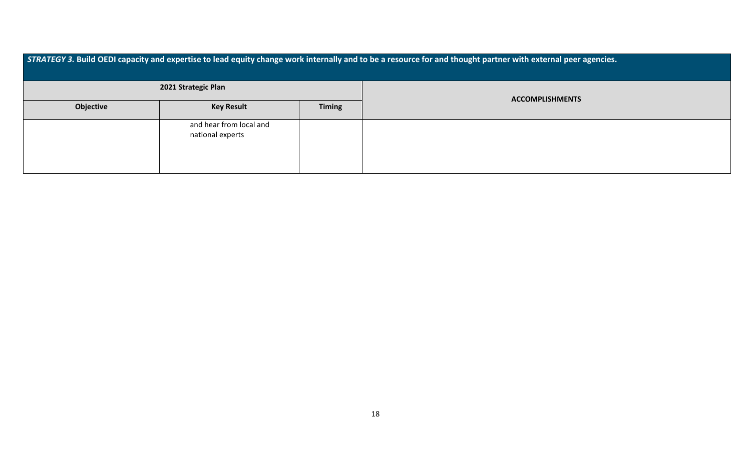| *STRATEGY 3.* **Build OEDI capacity and expertise to lead equity change work internally and to be a resource for and thought partner with external peer agencies.** | | | |
|---|---|---|---|
| **2021 Strategic Plan** | | | **ACCOMPLISHMENTS** |
| **Objective** | **Key Result** | **Timing** | |
| | and hear from local and national experts | | |